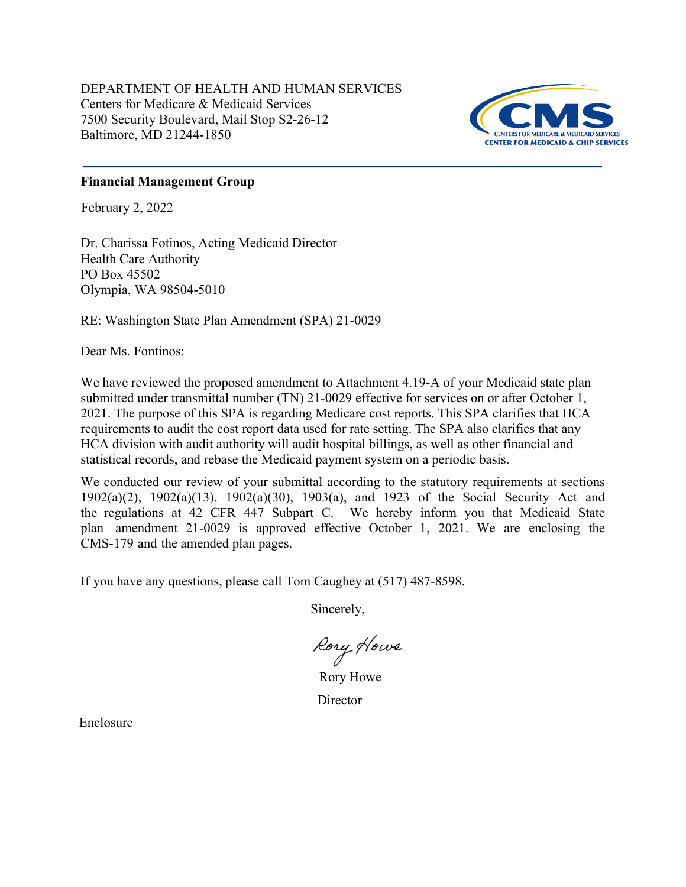DEPARTMENT OF HEALTH AND HUMAN SERVICES
Centers for Medicare & Medicaid Services
7500 Security Boulevard, Mail Stop S2-26-12
Baltimore, MD 21244-1850

CMS
CENTERS FOR MEDICARE & MEDICAID SERVICES
CENTER FOR MEDICAID & CHIP SERVICES

**Financial Management Group**

February 2, 2022

Dr. Charissa Fotinos, Acting Medicaid Director
Health Care Authority
PO Box 45502
Olympia, WA 98504-5010

RE: Washington State Plan Amendment (SPA) 21-0029

Dear Ms. Fontinos:

We have reviewed the proposed amendment to Attachment 4.19-A of your Medicaid state plan submitted under transmittal number (TN) 21-0029 effective for services on or after October 1, 2021. The purpose of this SPA is regarding Medicare cost reports. This SPA clarifies that HCA requirements to audit the cost report data used for rate setting. The SPA also clarifies that any HCA division with audit authority will audit hospital billings, as well as other financial and statistical records, and rebase the Medicaid payment system on a periodic basis.

We conducted our review of your submittal according to the statutory requirements at sections 1902(a)(2), 1902(a)(13), 1902(a)(30), 1903(a), and 1923 of the Social Security Act and the regulations at 42 CFR 447 Subpart C. We hereby inform you that Medicaid State plan amendment 21-0029 is approved effective October 1, 2021. We are enclosing the CMS-179 and the amended plan pages.

If you have any questions, please call Tom Caughey at (517) 487-8598.

Sincerely,

Rory Howe

Rory Howe
Director

Enclosure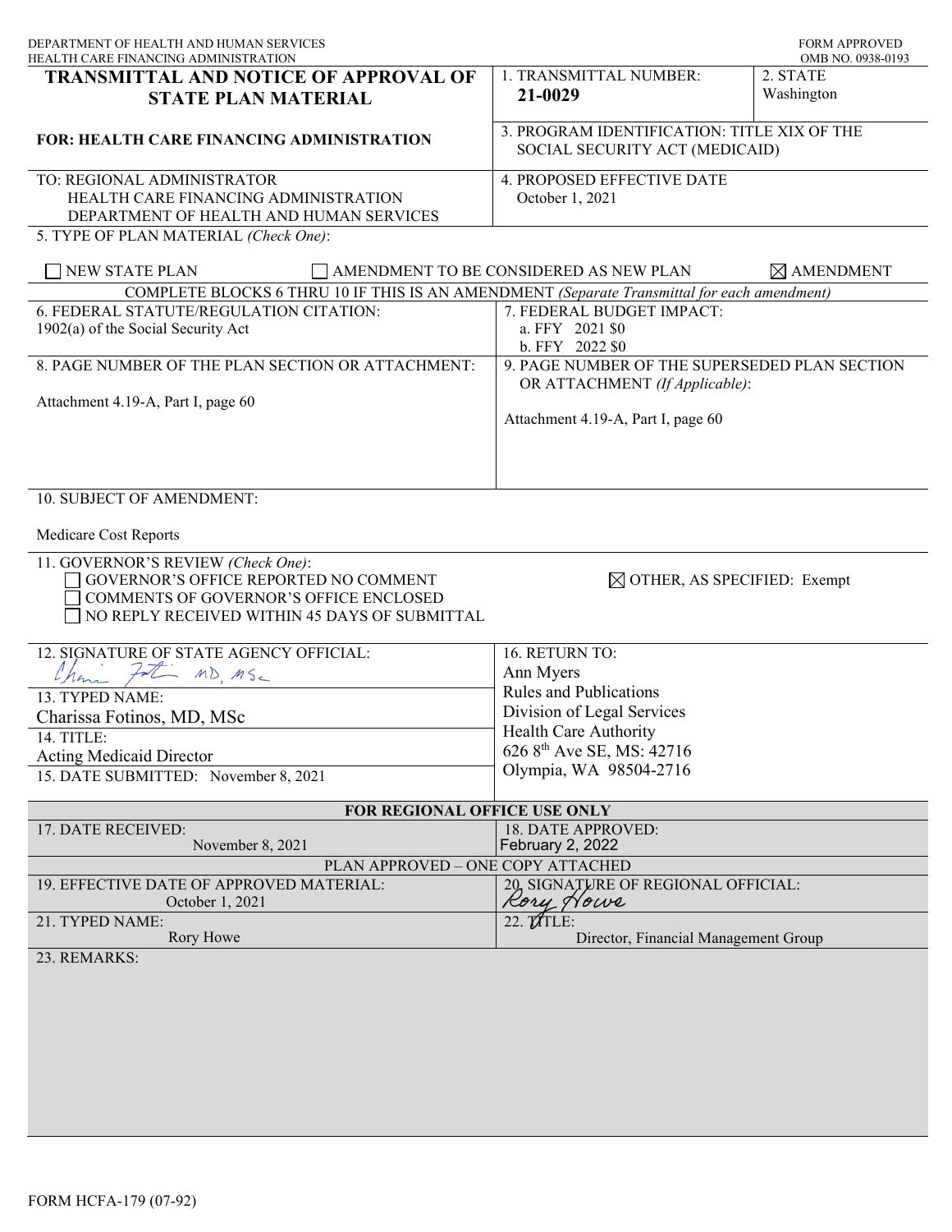DEPARTMENT OF HEALTH AND HUMAN SERVICES
HEALTH CARE FINANCING ADMINISTRATION

FORM APPROVED
OMB NO. 0938-0193

# TRANSMITTAL AND NOTICE OF APPROVAL OF STATE PLAN MATERIAL

**FOR: HEALTH CARE FINANCING ADMINISTRATION**

1. TRANSMITTAL NUMBER: **21-0029**

2. STATE: Washington

3. PROGRAM IDENTIFICATION: TITLE XIX OF THE SOCIAL SECURITY ACT (MEDICAID)

TO: REGIONAL ADMINISTRATOR
HEALTH CARE FINANCING ADMINISTRATION
DEPARTMENT OF HEALTH AND HUMAN SERVICES

4. PROPOSED EFFECTIVE DATE: October 1, 2021

5. TYPE OF PLAN MATERIAL *(Check One)*:

☐ NEW STATE PLAN ☐ AMENDMENT TO BE CONSIDERED AS NEW PLAN ☒ AMENDMENT

COMPLETE BLOCKS 6 THRU 10 IF THIS IS AN AMENDMENT *(Separate Transmittal for each amendment)*

6. FEDERAL STATUTE/REGULATION CITATION:
1902(a) of the Social Security Act

7. FEDERAL BUDGET IMPACT:
a. FFY 2021 $0
b. FFY 2022 $0

8. PAGE NUMBER OF THE PLAN SECTION OR ATTACHMENT:
Attachment 4.19-A, Part I, page 60

9. PAGE NUMBER OF THE SUPERSEDED PLAN SECTION OR ATTACHMENT *(If Applicable)*:
Attachment 4.19-A, Part I, page 60

10. SUBJECT OF AMENDMENT:
Medicare Cost Reports

11. GOVERNOR'S REVIEW *(Check One)*:
☐ GOVERNOR'S OFFICE REPORTED NO COMMENT
☐ COMMENTS OF GOVERNOR'S OFFICE ENCLOSED
☐ NO REPLY RECEIVED WITHIN 45 DAYS OF SUBMITTAL
☒ OTHER, AS SPECIFIED: Exempt

12. SIGNATURE OF STATE AGENCY OFFICIAL: Charissa Fotinos MD, MSc

13. TYPED NAME: Charissa Fotinos, MD, MSc

14. TITLE: Acting Medicaid Director

15. DATE SUBMITTED: November 8, 2021

16. RETURN TO:
Ann Myers
Rules and Publications
Division of Legal Services
Health Care Authority
626 8th Ave SE, MS: 42716
Olympia, WA 98504-2716

**FOR REGIONAL OFFICE USE ONLY**

17. DATE RECEIVED: November 8, 2021

18. DATE APPROVED: February 2, 2022

PLAN APPROVED – ONE COPY ATTACHED

19. EFFECTIVE DATE OF APPROVED MATERIAL: October 1, 2021

20. SIGNATURE OF REGIONAL OFFICIAL: Rory Howe

21. TYPED NAME: Rory Howe

22. TITLE: Director, Financial Management Group

23. REMARKS:

FORM HCFA-179 (07-92)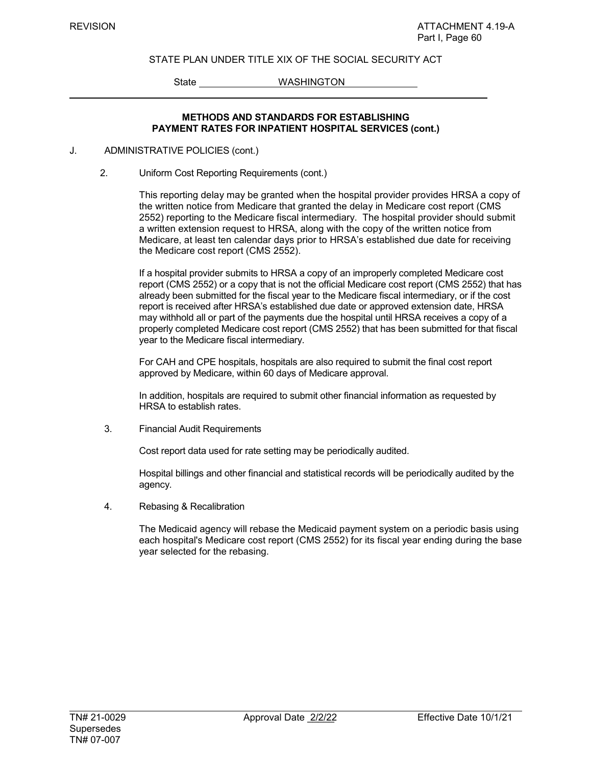STATE PLAN UNDER TITLE XIX OF THE SOCIAL SECURITY ACT

State WASHINGTON

**METHODS AND STANDARDS FOR ESTABLISHING PAYMENT RATES FOR INPATIENT HOSPITAL SERVICES (cont.)**

J. ADMINISTRATIVE POLICIES (cont.)

2. Uniform Cost Reporting Requirements (cont.)

   This reporting delay may be granted when the hospital provider provides HRSA a copy of the written notice from Medicare that granted the delay in Medicare cost report (CMS 2552) reporting to the Medicare fiscal intermediary. The hospital provider should submit a written extension request to HRSA, along with the copy of the written notice from Medicare, at least ten calendar days prior to HRSA's established due date for receiving the Medicare cost report (CMS 2552).

   If a hospital provider submits to HRSA a copy of an improperly completed Medicare cost report (CMS 2552) or a copy that is not the official Medicare cost report (CMS 2552) that has already been submitted for the fiscal year to the Medicare fiscal intermediary, or if the cost report is received after HRSA's established due date or approved extension date, HRSA may withhold all or part of the payments due the hospital until HRSA receives a copy of a properly completed Medicare cost report (CMS 2552) that has been submitted for that fiscal year to the Medicare fiscal intermediary.

   For CAH and CPE hospitals, hospitals are also required to submit the final cost report approved by Medicare, within 60 days of Medicare approval.

   In addition, hospitals are required to submit other financial information as requested by HRSA to establish rates.

3. Financial Audit Requirements

   Cost report data used for rate setting may be periodically audited.

   Hospital billings and other financial and statistical records will be periodically audited by the agency.

4. Rebasing & Recalibration

   The Medicaid agency will rebase the Medicaid payment system on a periodic basis using each hospital's Medicare cost report (CMS 2552) for its fiscal year ending during the base year selected for the rebasing.

TN# 21-0029 Supersedes TN# 07-007 Approval Date 2/2/22 Effective Date 10/1/21